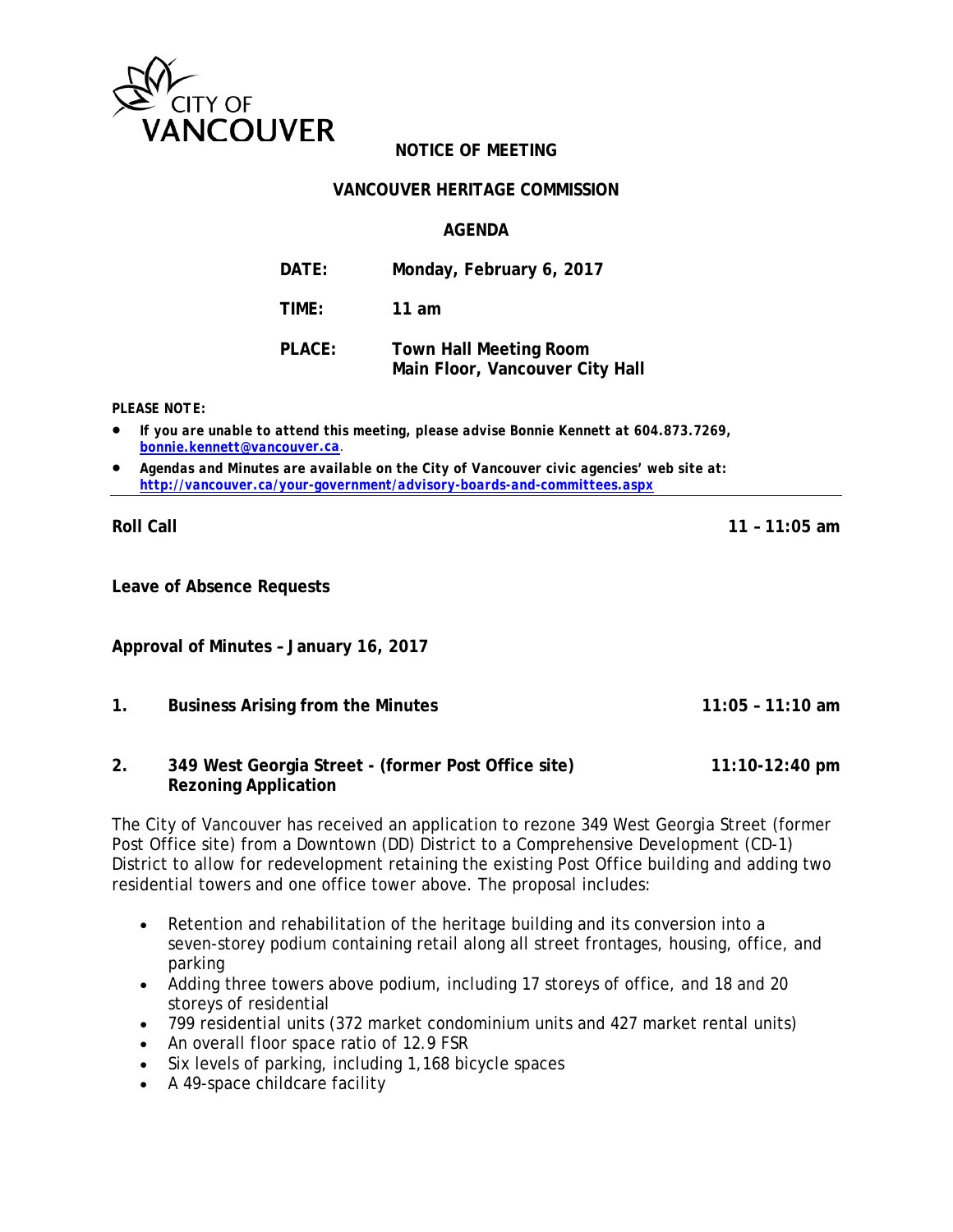CITY OF VANCOUVER

**NOTICE OF MEETING**

**VANCOUVER HERITAGE COMMISSION**

**AGENDA**

**DATE:** **Monday, February 6, 2017**

**TIME:** **11 am**

**PLACE:** **Town Hall Meeting Room**
**Main Floor, Vancouver City Hall**

***PLEASE NOTE:***

- ***If you are unable to attend this meeting, please advise Bonnie Kennett at 604.873.7269, [bonnie.kennett@vancouver.ca](mailto:bonnie.kennett@vancouver.ca).***
- ***Agendas and Minutes are available on the City of Vancouver civic agencies' web site at: [http://vancouver.ca/your-government/advisory-boards-and-committees.aspx](http://vancouver.ca/your-government/advisory-boards-and-committees.aspx)***

---

**Roll Call** **11 – 11:05 am**

**Leave of Absence Requests**

**Approval of Minutes – January 16, 2017**

**1. Business Arising from the Minutes** **11:05 – 11:10 am**

**2. 349 West Georgia Street - (former Post Office site) Rezoning Application** **11:10-12:40 pm**

The City of Vancouver has received an application to rezone 349 West Georgia Street (former Post Office site) from a Downtown (DD) District to a Comprehensive Development (CD-1) District to allow for redevelopment retaining the existing Post Office building and adding two residential towers and one office tower above. The proposal includes:

- Retention and rehabilitation of the heritage building and its conversion into a seven-storey podium containing retail along all street frontages, housing, office, and parking
- Adding three towers above podium, including 17 storeys of office, and 18 and 20 storeys of residential
- 799 residential units (372 market condominium units and 427 market rental units)
- An overall floor space ratio of 12.9 FSR
- Six levels of parking, including 1,168 bicycle spaces
- A 49-space childcare facility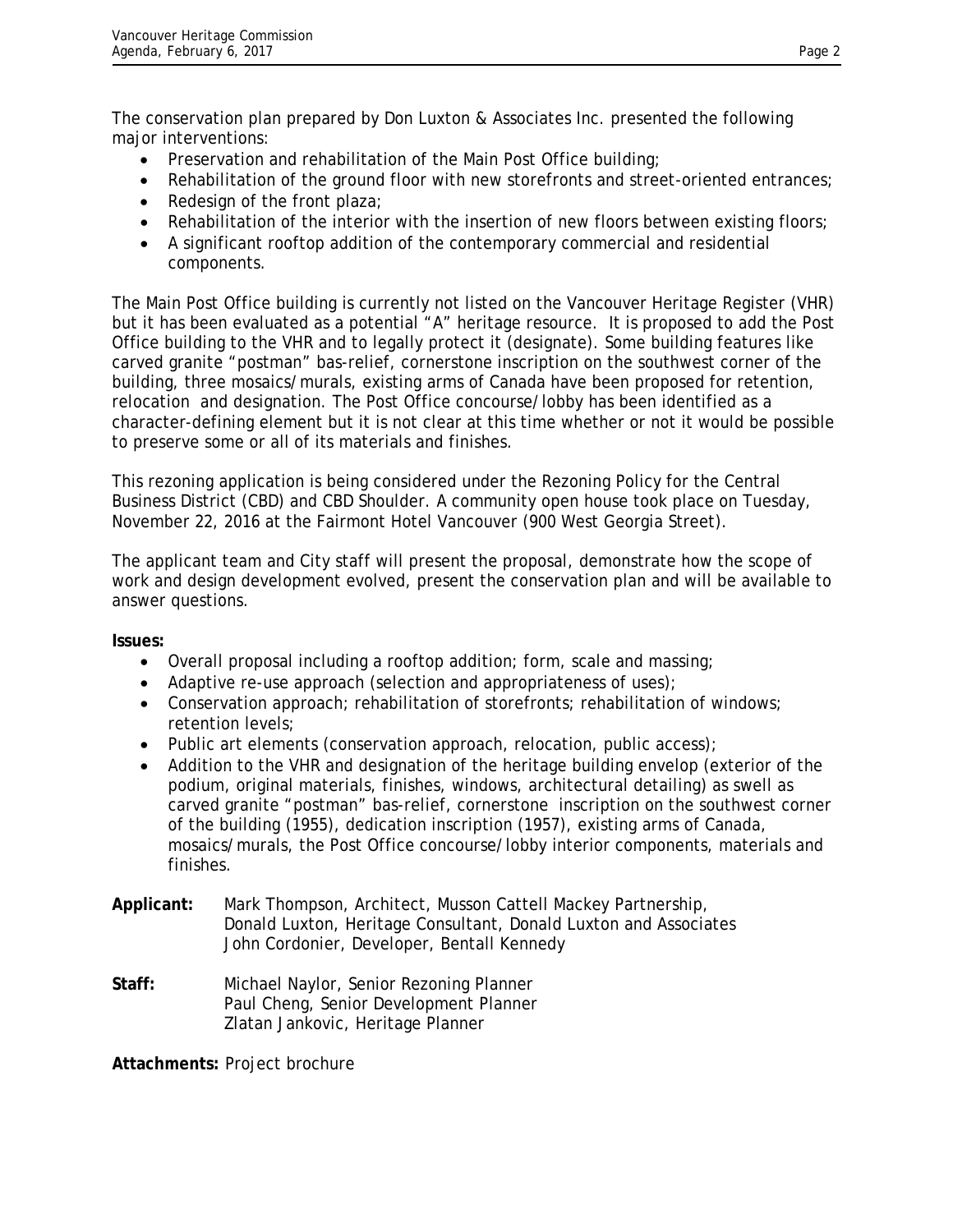The conservation plan prepared by Don Luxton & Associates Inc. presented the following major interventions:

- Preservation and rehabilitation of the Main Post Office building;
- Rehabilitation of the ground floor with new storefronts and street-oriented entrances;
- Redesign of the front plaza;
- Rehabilitation of the interior with the insertion of new floors between existing floors;
- A significant rooftop addition of the contemporary commercial and residential components.

The Main Post Office building is currently not listed on the Vancouver Heritage Register (VHR) but it has been evaluated as a potential "A" heritage resource. It is proposed to add the Post Office building to the VHR and to legally protect it (designate). Some building features like carved granite "postman" bas-relief, cornerstone inscription on the southwest corner of the building, three mosaics/murals, existing arms of Canada have been proposed for retention, relocation and designation. The Post Office concourse/lobby has been identified as a character-defining element but it is not clear at this time whether or not it would be possible to preserve some or all of its materials and finishes.

This rezoning application is being considered under the Rezoning Policy for the Central Business District (CBD) and CBD Shoulder. A community open house took place on Tuesday, November 22, 2016 at the Fairmont Hotel Vancouver (900 West Georgia Street).

The applicant team and City staff will present the proposal, demonstrate how the scope of work and design development evolved, present the conservation plan and will be available to answer questions.

**Issues:**

- Overall proposal including a rooftop addition; form, scale and massing;
- Adaptive re-use approach (selection and appropriateness of uses);
- Conservation approach; rehabilitation of storefronts; rehabilitation of windows; retention levels;
- Public art elements (conservation approach, relocation, public access);
- Addition to the VHR and designation of the heritage building envelop (exterior of the podium, original materials, finishes, windows, architectural detailing) as swell as carved granite "postman" bas-relief, cornerstone inscription on the southwest corner of the building (1955), dedication inscription (1957), existing arms of Canada, mosaics/murals, the Post Office concourse/lobby interior components, materials and finishes.

**Applicant:** Mark Thompson, Architect, Musson Cattell Mackey Partnership,
Donald Luxton, Heritage Consultant, Donald Luxton and Associates
John Cordonier, Developer, Bentall Kennedy

**Staff:** Michael Naylor, Senior Rezoning Planner
Paul Cheng, Senior Development Planner
Zlatan Jankovic, Heritage Planner

**Attachments:** Project brochure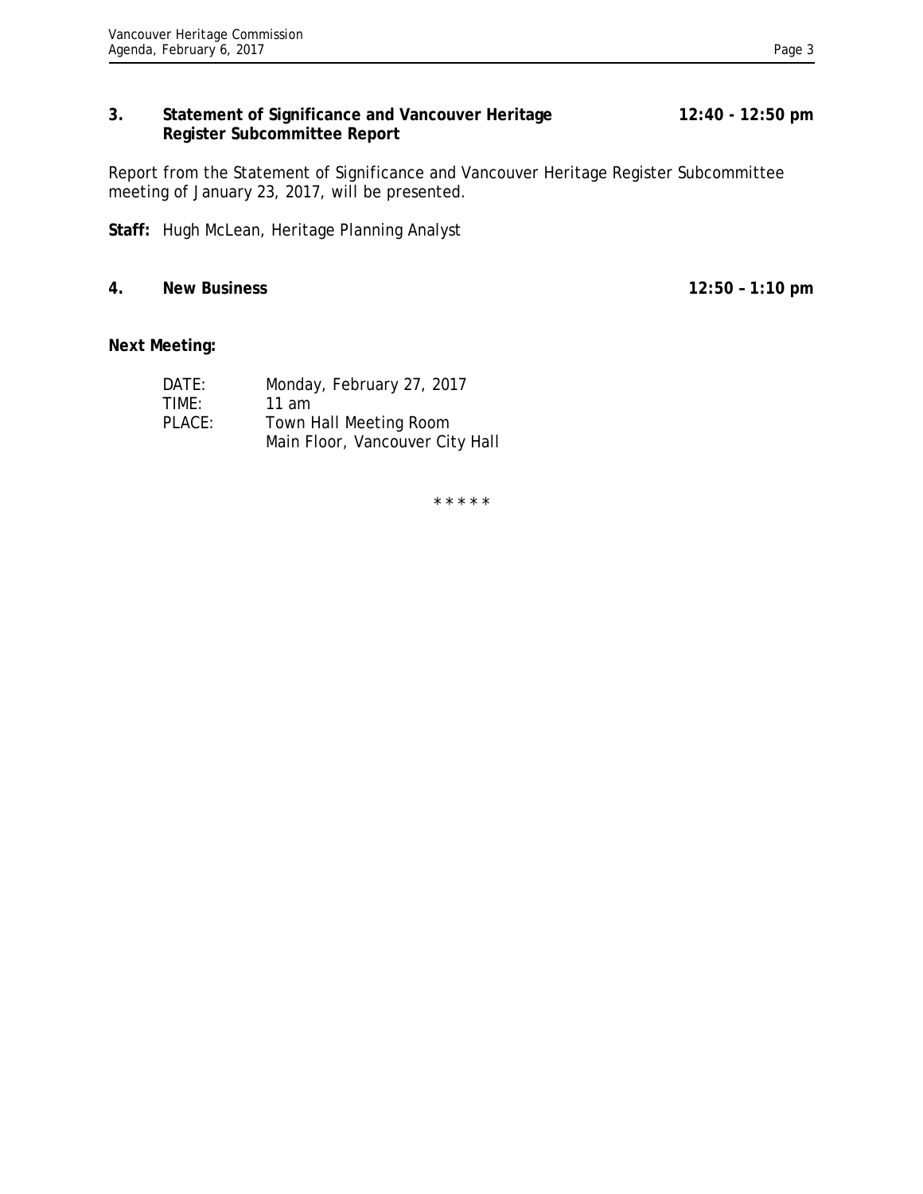**3. Statement of Significance and Vancouver Heritage Register Subcommittee Report** **12:40 - 12:50 pm**

Report from the Statement of Significance and Vancouver Heritage Register Subcommittee meeting of January 23, 2017, will be presented.

**Staff:** Hugh McLean, Heritage Planning Analyst

**4. New Business** **12:50 – 1:10 pm**

**Next Meeting:**

DATE: Monday, February 27, 2017
TIME: 11 am
PLACE: Town Hall Meeting Room
Main Floor, Vancouver City Hall

\* \* \* \* \*